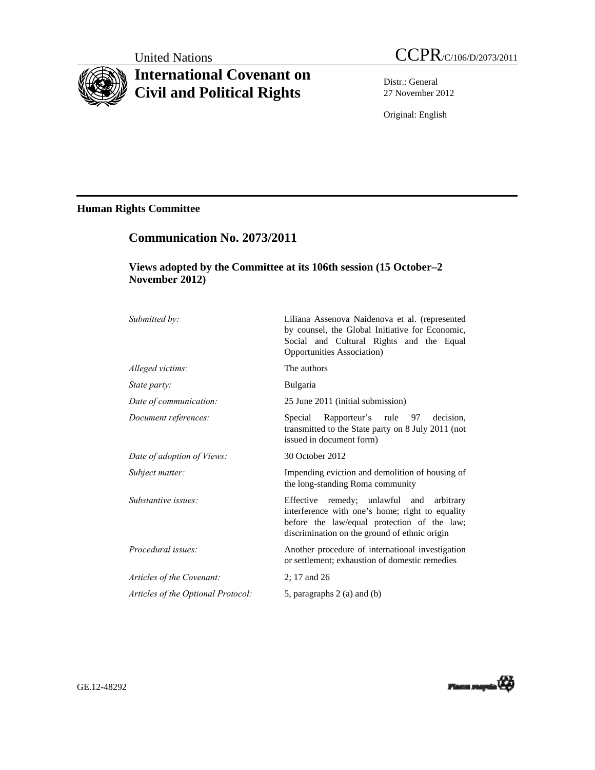United Nations

# International Covenant on Civil and Political Rights

CCPR/C/106/D/2073/2011

Distr.: General
27 November 2012

Original: English

## Human Rights Committee

### Communication No. 2073/2011

#### Views adopted by the Committee at its 106th session (15 October–2 November 2012)

| | |
|---|---|
| *Submitted by:* | Liliana Assenova Naidenova et al. (represented by counsel, the Global Initiative for Economic, Social and Cultural Rights and the Equal Opportunities Association) |
| *Alleged victims:* | The authors |
| *State party:* | Bulgaria |
| *Date of communication:* | 25 June 2011 (initial submission) |
| *Document references:* | Special Rapporteur's rule 97 decision, transmitted to the State party on 8 July 2011 (not issued in document form) |
| *Date of adoption of Views:* | 30 October 2012 |
| *Subject matter:* | Impending eviction and demolition of housing of the long-standing Roma community |
| *Substantive issues:* | Effective remedy; unlawful and arbitrary interference with one's home; right to equality before the law/equal protection of the law; discrimination on the ground of ethnic origin |
| *Procedural issues:* | Another procedure of international investigation or settlement; exhaustion of domestic remedies |
| *Articles of the Covenant:* | 2; 17 and 26 |
| *Articles of the Optional Protocol:* | 5, paragraphs 2 (a) and (b) |

GE.12-48292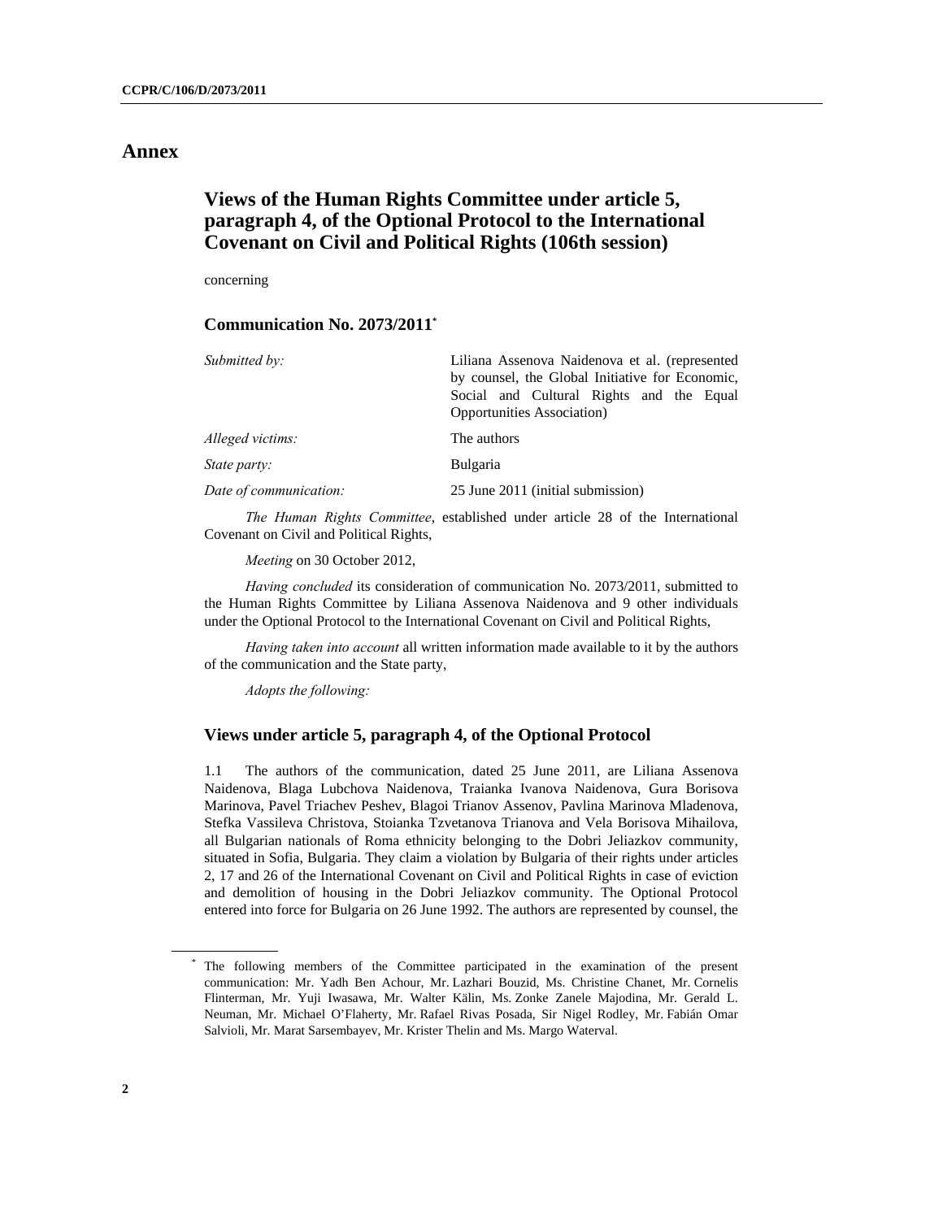# Annex

## Views of the Human Rights Committee under article 5, paragraph 4, of the Optional Protocol to the International Covenant on Civil and Political Rights (106th session)

concerning

### Communication No. 2073/2011*

| | |
|---|---|
| *Submitted by:* | Liliana Assenova Naidenova et al. (represented by counsel, the Global Initiative for Economic, Social and Cultural Rights and the Equal Opportunities Association) |
| *Alleged victims:* | The authors |
| *State party:* | Bulgaria |
| *Date of communication:* | 25 June 2011 (initial submission) |

*The Human Rights Committee*, established under article 28 of the International Covenant on Civil and Political Rights,

*Meeting* on 30 October 2012,

*Having concluded* its consideration of communication No. 2073/2011, submitted to the Human Rights Committee by Liliana Assenova Naidenova and 9 other individuals under the Optional Protocol to the International Covenant on Civil and Political Rights,

*Having taken into account* all written information made available to it by the authors of the communication and the State party,

*Adopts the following:*

### Views under article 5, paragraph 4, of the Optional Protocol

1.1 The authors of the communication, dated 25 June 2011, are Liliana Assenova Naidenova, Blaga Lubchova Naidenova, Traianka Ivanova Naidenova, Gura Borisova Marinova, Pavel Triachev Peshev, Blagoi Trianov Assenov, Pavlina Marinova Mladenova, Stefka Vassileva Christova, Stoianka Tzvetanova Trianova and Vela Borisova Mihailova, all Bulgarian nationals of Roma ethnicity belonging to the Dobri Jeliazkov community, situated in Sofia, Bulgaria. They claim a violation by Bulgaria of their rights under articles 2, 17 and 26 of the International Covenant on Civil and Political Rights in case of eviction and demolition of housing in the Dobri Jeliazkov community. The Optional Protocol entered into force for Bulgaria on 26 June 1992. The authors are represented by counsel, the

---

\* The following members of the Committee participated in the examination of the present communication: Mr. Yadh Ben Achour, Mr. Lazhari Bouzid, Ms. Christine Chanet, Mr. Cornelis Flinterman, Mr. Yuji Iwasawa, Mr. Walter Kälin, Ms. Zonke Zanele Majodina, Mr. Gerald L. Neuman, Mr. Michael O'Flaherty, Mr. Rafael Rivas Posada, Sir Nigel Rodley, Mr. Fabián Omar Salvioli, Mr. Marat Sarsembayev, Mr. Krister Thelin and Ms. Margo Waterval.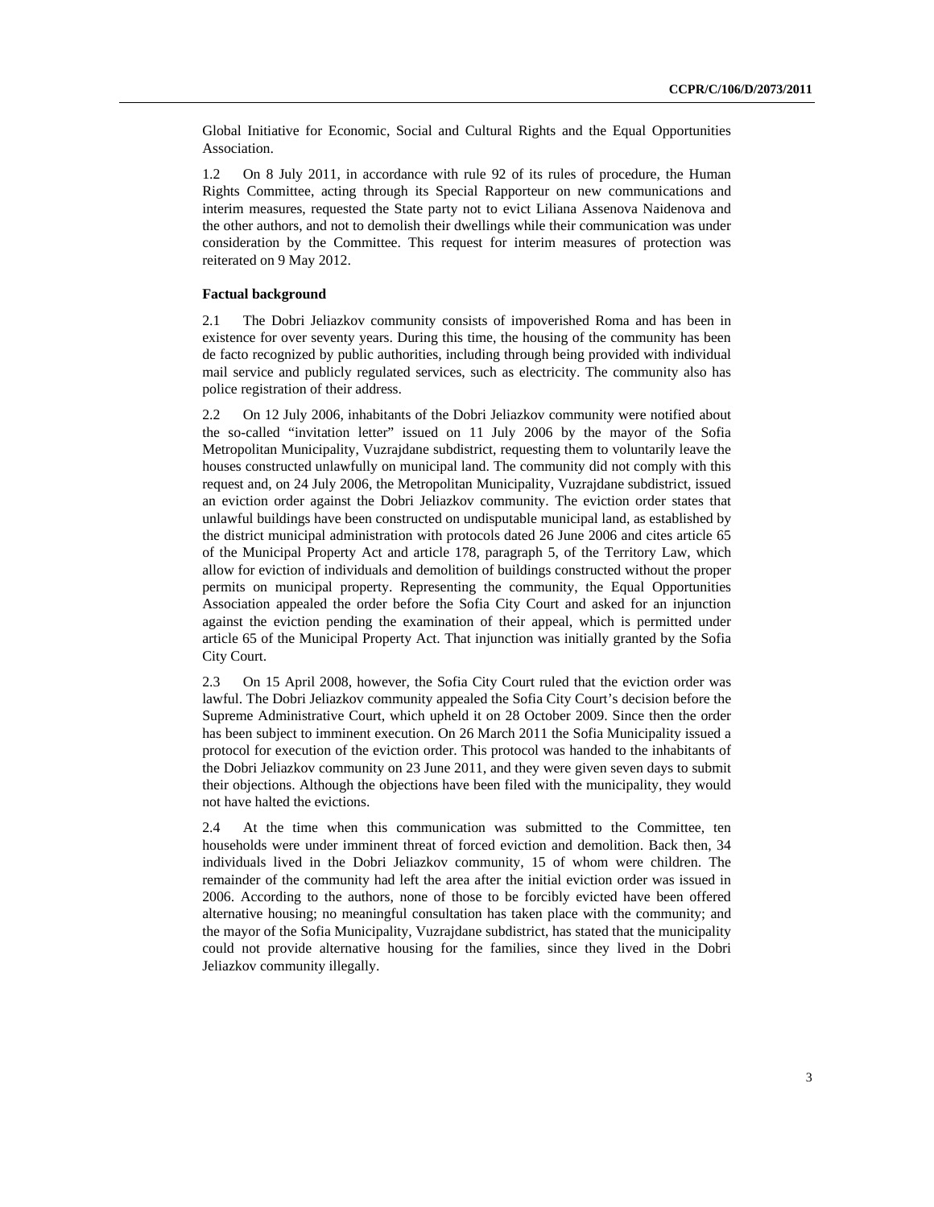Global Initiative for Economic, Social and Cultural Rights and the Equal Opportunities Association.

1.2 On 8 July 2011, in accordance with rule 92 of its rules of procedure, the Human Rights Committee, acting through its Special Rapporteur on new communications and interim measures, requested the State party not to evict Liliana Assenova Naidenova and the other authors, and not to demolish their dwellings while their communication was under consideration by the Committee. This request for interim measures of protection was reiterated on 9 May 2012.

**Factual background**

2.1 The Dobri Jeliazkov community consists of impoverished Roma and has been in existence for over seventy years. During this time, the housing of the community has been de facto recognized by public authorities, including through being provided with individual mail service and publicly regulated services, such as electricity. The community also has police registration of their address.

2.2 On 12 July 2006, inhabitants of the Dobri Jeliazkov community were notified about the so-called "invitation letter" issued on 11 July 2006 by the mayor of the Sofia Metropolitan Municipality, Vuzrajdane subdistrict, requesting them to voluntarily leave the houses constructed unlawfully on municipal land. The community did not comply with this request and, on 24 July 2006, the Metropolitan Municipality, Vuzrajdane subdistrict, issued an eviction order against the Dobri Jeliazkov community. The eviction order states that unlawful buildings have been constructed on undisputable municipal land, as established by the district municipal administration with protocols dated 26 June 2006 and cites article 65 of the Municipal Property Act and article 178, paragraph 5, of the Territory Law, which allow for eviction of individuals and demolition of buildings constructed without the proper permits on municipal property. Representing the community, the Equal Opportunities Association appealed the order before the Sofia City Court and asked for an injunction against the eviction pending the examination of their appeal, which is permitted under article 65 of the Municipal Property Act. That injunction was initially granted by the Sofia City Court.

2.3 On 15 April 2008, however, the Sofia City Court ruled that the eviction order was lawful. The Dobri Jeliazkov community appealed the Sofia City Court's decision before the Supreme Administrative Court, which upheld it on 28 October 2009. Since then the order has been subject to imminent execution. On 26 March 2011 the Sofia Municipality issued a protocol for execution of the eviction order. This protocol was handed to the inhabitants of the Dobri Jeliazkov community on 23 June 2011, and they were given seven days to submit their objections. Although the objections have been filed with the municipality, they would not have halted the evictions.

2.4 At the time when this communication was submitted to the Committee, ten households were under imminent threat of forced eviction and demolition. Back then, 34 individuals lived in the Dobri Jeliazkov community, 15 of whom were children. The remainder of the community had left the area after the initial eviction order was issued in 2006. According to the authors, none of those to be forcibly evicted have been offered alternative housing; no meaningful consultation has taken place with the community; and the mayor of the Sofia Municipality, Vuzrajdane subdistrict, has stated that the municipality could not provide alternative housing for the families, since they lived in the Dobri Jeliazkov community illegally.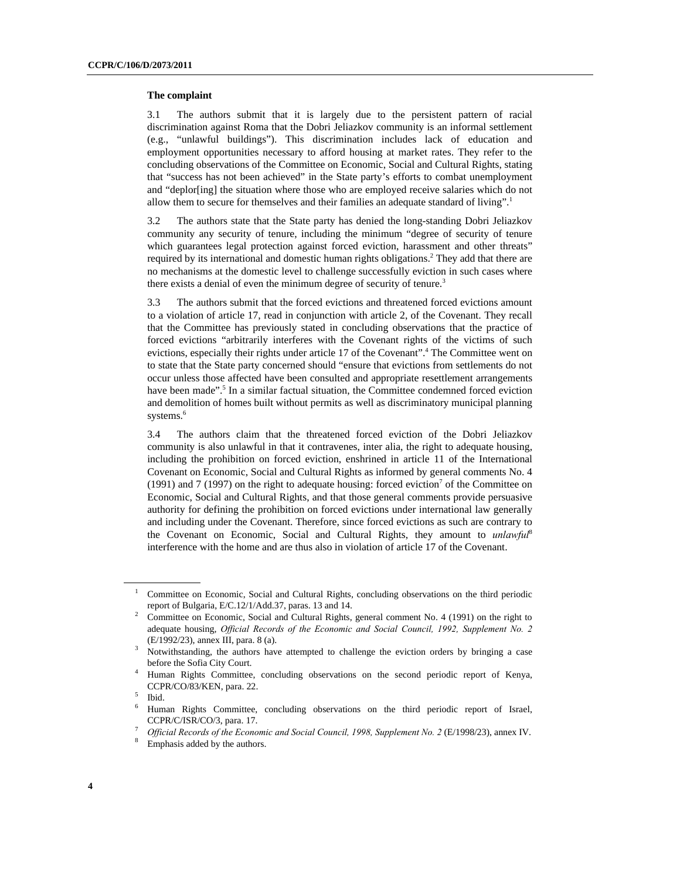**The complaint**

3.1 The authors submit that it is largely due to the persistent pattern of racial discrimination against Roma that the Dobri Jeliazkov community is an informal settlement (e.g., "unlawful buildings"). This discrimination includes lack of education and employment opportunities necessary to afford housing at market rates. They refer to the concluding observations of the Committee on Economic, Social and Cultural Rights, stating that "success has not been achieved" in the State party's efforts to combat unemployment and "deplor[ing] the situation where those who are employed receive salaries which do not allow them to secure for themselves and their families an adequate standard of living".[1]

3.2 The authors state that the State party has denied the long-standing Dobri Jeliazkov community any security of tenure, including the minimum "degree of security of tenure which guarantees legal protection against forced eviction, harassment and other threats" required by its international and domestic human rights obligations.[2] They add that there are no mechanisms at the domestic level to challenge successfully eviction in such cases where there exists a denial of even the minimum degree of security of tenure.[3]

3.3 The authors submit that the forced evictions and threatened forced evictions amount to a violation of article 17, read in conjunction with article 2, of the Covenant. They recall that the Committee has previously stated in concluding observations that the practice of forced evictions "arbitrarily interferes with the Covenant rights of the victims of such evictions, especially their rights under article 17 of the Covenant".[4] The Committee went on to state that the State party concerned should "ensure that evictions from settlements do not occur unless those affected have been consulted and appropriate resettlement arrangements have been made".[5] In a similar factual situation, the Committee condemned forced eviction and demolition of homes built without permits as well as discriminatory municipal planning systems.[6]

3.4 The authors claim that the threatened forced eviction of the Dobri Jeliazkov community is also unlawful in that it contravenes, inter alia, the right to adequate housing, including the prohibition on forced eviction, enshrined in article 11 of the International Covenant on Economic, Social and Cultural Rights as informed by general comments No. 4 (1991) and 7 (1997) on the right to adequate housing: forced eviction[7] of the Committee on Economic, Social and Cultural Rights, and that those general comments provide persuasive authority for defining the prohibition on forced evictions under international law generally and including under the Covenant. Therefore, since forced evictions as such are contrary to the Covenant on Economic, Social and Cultural Rights, they amount to *unlawful*[8] interference with the home and are thus also in violation of article 17 of the Covenant.

---

[1] Committee on Economic, Social and Cultural Rights, concluding observations on the third periodic report of Bulgaria, E/C.12/1/Add.37, paras. 13 and 14.

[2] Committee on Economic, Social and Cultural Rights, general comment No. 4 (1991) on the right to adequate housing, *Official Records of the Economic and Social Council, 1992, Supplement No. 2* (E/1992/23), annex III, para. 8 (a).

[3] Notwithstanding, the authors have attempted to challenge the eviction orders by bringing a case before the Sofia City Court.

[4] Human Rights Committee, concluding observations on the second periodic report of Kenya, CCPR/CO/83/KEN, para. 22.

[5] Ibid.

[6] Human Rights Committee, concluding observations on the third periodic report of Israel, CCPR/C/ISR/CO/3, para. 17.

[7] *Official Records of the Economic and Social Council, 1998, Supplement No. 2* (E/1998/23), annex IV.

[8] Emphasis added by the authors.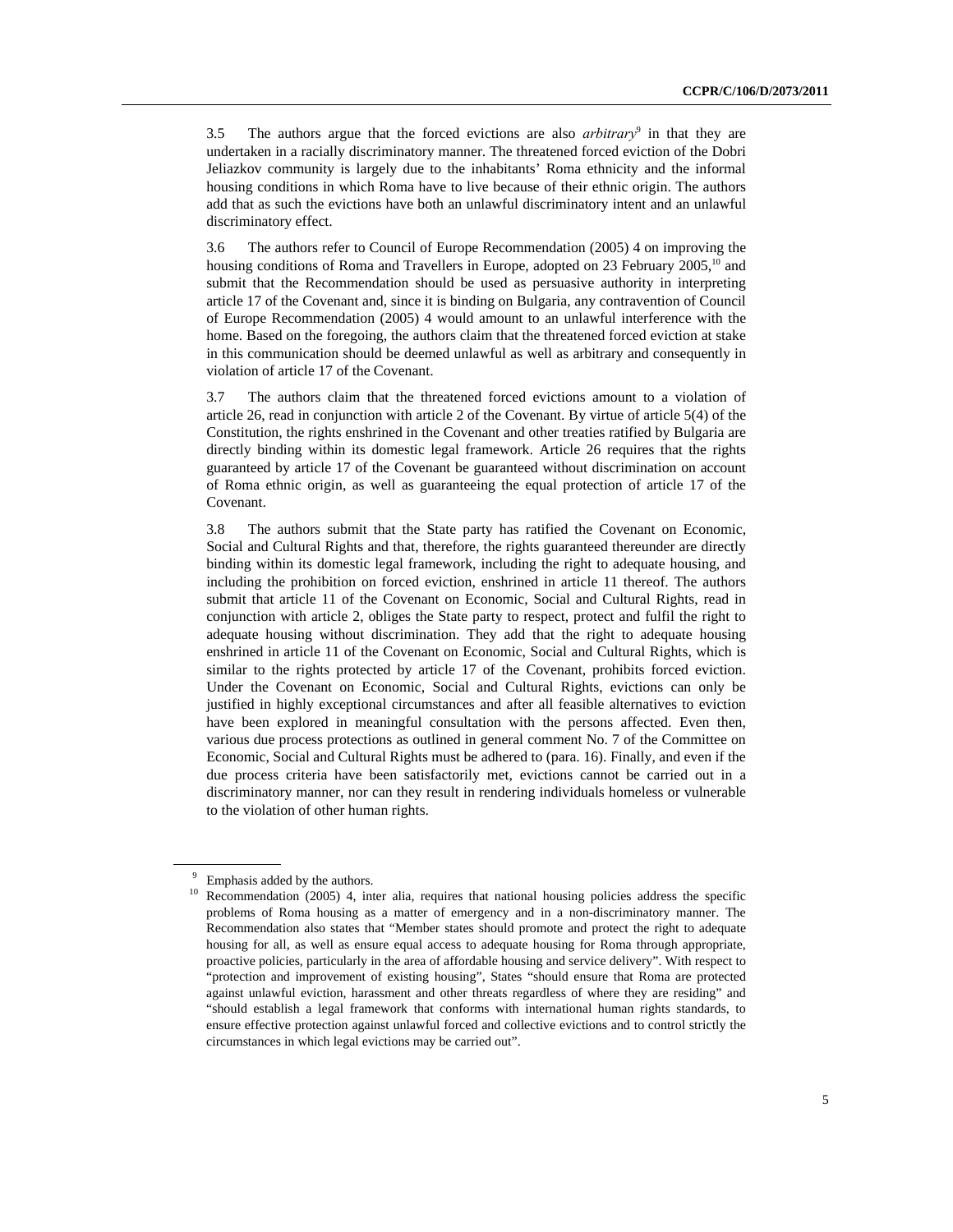3.5 The authors argue that the forced evictions are also *arbitrary*[9] in that they are undertaken in a racially discriminatory manner. The threatened forced eviction of the Dobri Jeliazkov community is largely due to the inhabitants' Roma ethnicity and the informal housing conditions in which Roma have to live because of their ethnic origin. The authors add that as such the evictions have both an unlawful discriminatory intent and an unlawful discriminatory effect.

3.6 The authors refer to Council of Europe Recommendation (2005) 4 on improving the housing conditions of Roma and Travellers in Europe, adopted on 23 February 2005,[10] and submit that the Recommendation should be used as persuasive authority in interpreting article 17 of the Covenant and, since it is binding on Bulgaria, any contravention of Council of Europe Recommendation (2005) 4 would amount to an unlawful interference with the home. Based on the foregoing, the authors claim that the threatened forced eviction at stake in this communication should be deemed unlawful as well as arbitrary and consequently in violation of article 17 of the Covenant.

3.7 The authors claim that the threatened forced evictions amount to a violation of article 26, read in conjunction with article 2 of the Covenant. By virtue of article 5(4) of the Constitution, the rights enshrined in the Covenant and other treaties ratified by Bulgaria are directly binding within its domestic legal framework. Article 26 requires that the rights guaranteed by article 17 of the Covenant be guaranteed without discrimination on account of Roma ethnic origin, as well as guaranteeing the equal protection of article 17 of the Covenant.

3.8 The authors submit that the State party has ratified the Covenant on Economic, Social and Cultural Rights and that, therefore, the rights guaranteed thereunder are directly binding within its domestic legal framework, including the right to adequate housing, and including the prohibition on forced eviction, enshrined in article 11 thereof. The authors submit that article 11 of the Covenant on Economic, Social and Cultural Rights, read in conjunction with article 2, obliges the State party to respect, protect and fulfil the right to adequate housing without discrimination. They add that the right to adequate housing enshrined in article 11 of the Covenant on Economic, Social and Cultural Rights, which is similar to the rights protected by article 17 of the Covenant, prohibits forced eviction. Under the Covenant on Economic, Social and Cultural Rights, evictions can only be justified in highly exceptional circumstances and after all feasible alternatives to eviction have been explored in meaningful consultation with the persons affected. Even then, various due process protections as outlined in general comment No. 7 of the Committee on Economic, Social and Cultural Rights must be adhered to (para. 16). Finally, and even if the due process criteria have been satisfactorily met, evictions cannot be carried out in a discriminatory manner, nor can they result in rendering individuals homeless or vulnerable to the violation of other human rights.

---

[9] Emphasis added by the authors.

[10] Recommendation (2005) 4, inter alia, requires that national housing policies address the specific problems of Roma housing as a matter of emergency and in a non-discriminatory manner. The Recommendation also states that "Member states should promote and protect the right to adequate housing for all, as well as ensure equal access to adequate housing for Roma through appropriate, proactive policies, particularly in the area of affordable housing and service delivery". With respect to "protection and improvement of existing housing", States "should ensure that Roma are protected against unlawful eviction, harassment and other threats regardless of where they are residing" and "should establish a legal framework that conforms with international human rights standards, to ensure effective protection against unlawful forced and collective evictions and to control strictly the circumstances in which legal evictions may be carried out".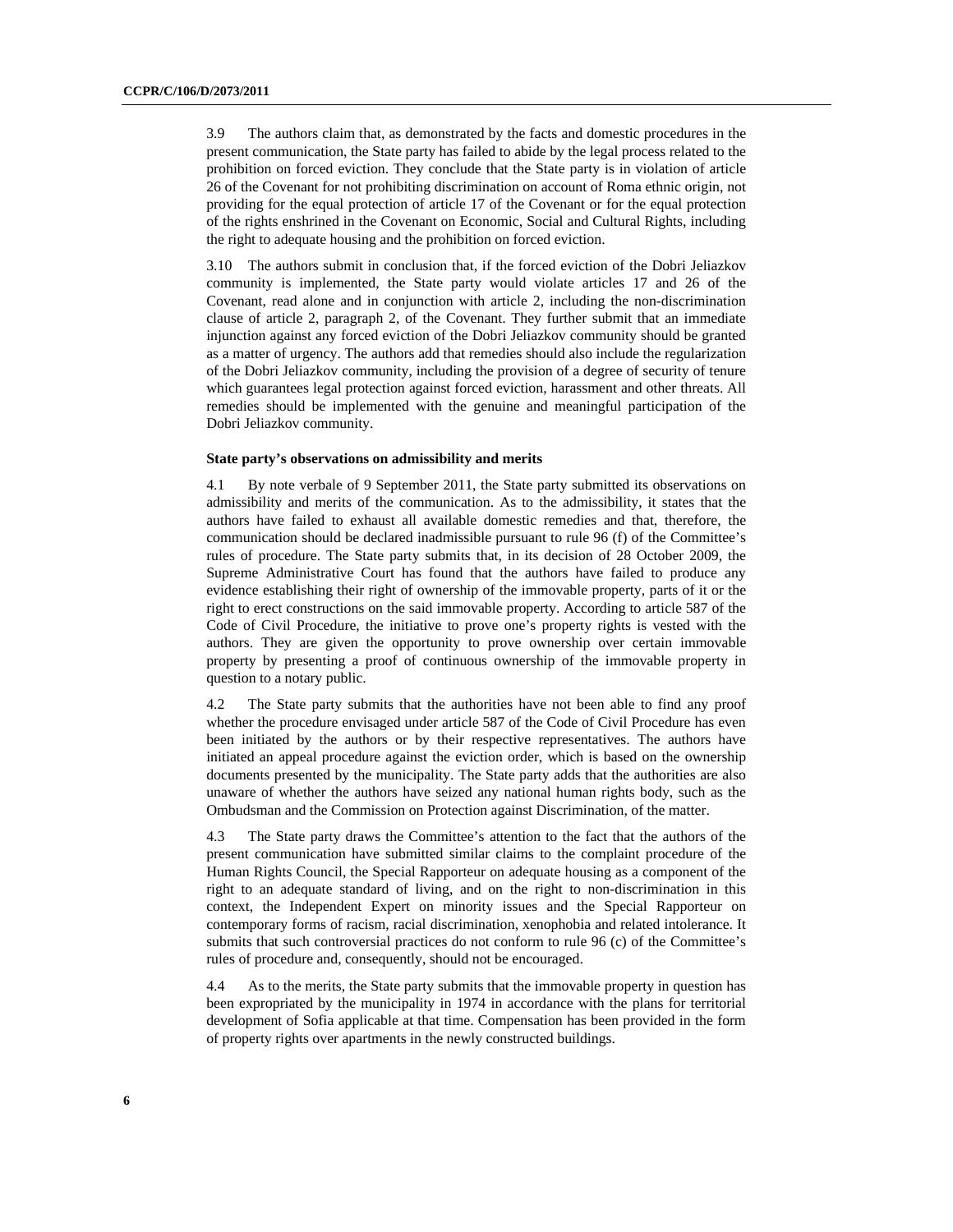3.9 The authors claim that, as demonstrated by the facts and domestic procedures in the present communication, the State party has failed to abide by the legal process related to the prohibition on forced eviction. They conclude that the State party is in violation of article 26 of the Covenant for not prohibiting discrimination on account of Roma ethnic origin, not providing for the equal protection of article 17 of the Covenant or for the equal protection of the rights enshrined in the Covenant on Economic, Social and Cultural Rights, including the right to adequate housing and the prohibition on forced eviction.

3.10 The authors submit in conclusion that, if the forced eviction of the Dobri Jeliazkov community is implemented, the State party would violate articles 17 and 26 of the Covenant, read alone and in conjunction with article 2, including the non-discrimination clause of article 2, paragraph 2, of the Covenant. They further submit that an immediate injunction against any forced eviction of the Dobri Jeliazkov community should be granted as a matter of urgency. The authors add that remedies should also include the regularization of the Dobri Jeliazkov community, including the provision of a degree of security of tenure which guarantees legal protection against forced eviction, harassment and other threats. All remedies should be implemented with the genuine and meaningful participation of the Dobri Jeliazkov community.

### State party's observations on admissibility and merits

4.1 By note verbale of 9 September 2011, the State party submitted its observations on admissibility and merits of the communication. As to the admissibility, it states that the authors have failed to exhaust all available domestic remedies and that, therefore, the communication should be declared inadmissible pursuant to rule 96 (f) of the Committee's rules of procedure. The State party submits that, in its decision of 28 October 2009, the Supreme Administrative Court has found that the authors have failed to produce any evidence establishing their right of ownership of the immovable property, parts of it or the right to erect constructions on the said immovable property. According to article 587 of the Code of Civil Procedure, the initiative to prove one's property rights is vested with the authors. They are given the opportunity to prove ownership over certain immovable property by presenting a proof of continuous ownership of the immovable property in question to a notary public.

4.2 The State party submits that the authorities have not been able to find any proof whether the procedure envisaged under article 587 of the Code of Civil Procedure has even been initiated by the authors or by their respective representatives. The authors have initiated an appeal procedure against the eviction order, which is based on the ownership documents presented by the municipality. The State party adds that the authorities are also unaware of whether the authors have seized any national human rights body, such as the Ombudsman and the Commission on Protection against Discrimination, of the matter.

4.3 The State party draws the Committee's attention to the fact that the authors of the present communication have submitted similar claims to the complaint procedure of the Human Rights Council, the Special Rapporteur on adequate housing as a component of the right to an adequate standard of living, and on the right to non-discrimination in this context, the Independent Expert on minority issues and the Special Rapporteur on contemporary forms of racism, racial discrimination, xenophobia and related intolerance. It submits that such controversial practices do not conform to rule 96 (c) of the Committee's rules of procedure and, consequently, should not be encouraged.

4.4 As to the merits, the State party submits that the immovable property in question has been expropriated by the municipality in 1974 in accordance with the plans for territorial development of Sofia applicable at that time. Compensation has been provided in the form of property rights over apartments in the newly constructed buildings.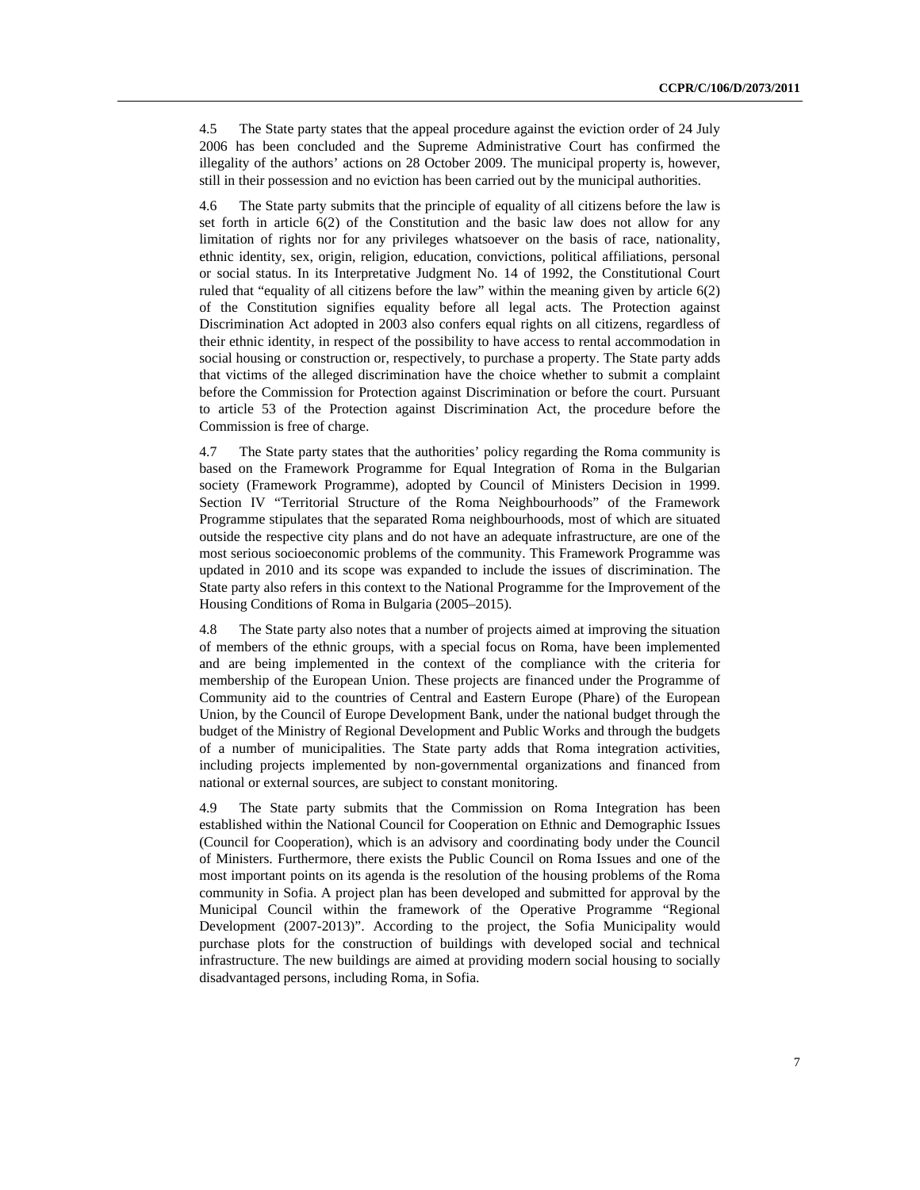4.5 The State party states that the appeal procedure against the eviction order of 24 July 2006 has been concluded and the Supreme Administrative Court has confirmed the illegality of the authors' actions on 28 October 2009. The municipal property is, however, still in their possession and no eviction has been carried out by the municipal authorities.

4.6 The State party submits that the principle of equality of all citizens before the law is set forth in article 6(2) of the Constitution and the basic law does not allow for any limitation of rights nor for any privileges whatsoever on the basis of race, nationality, ethnic identity, sex, origin, religion, education, convictions, political affiliations, personal or social status. In its Interpretative Judgment No. 14 of 1992, the Constitutional Court ruled that "equality of all citizens before the law" within the meaning given by article 6(2) of the Constitution signifies equality before all legal acts. The Protection against Discrimination Act adopted in 2003 also confers equal rights on all citizens, regardless of their ethnic identity, in respect of the possibility to have access to rental accommodation in social housing or construction or, respectively, to purchase a property. The State party adds that victims of the alleged discrimination have the choice whether to submit a complaint before the Commission for Protection against Discrimination or before the court. Pursuant to article 53 of the Protection against Discrimination Act, the procedure before the Commission is free of charge.

4.7 The State party states that the authorities' policy regarding the Roma community is based on the Framework Programme for Equal Integration of Roma in the Bulgarian society (Framework Programme), adopted by Council of Ministers Decision in 1999. Section IV "Territorial Structure of the Roma Neighbourhoods" of the Framework Programme stipulates that the separated Roma neighbourhoods, most of which are situated outside the respective city plans and do not have an adequate infrastructure, are one of the most serious socioeconomic problems of the community. This Framework Programme was updated in 2010 and its scope was expanded to include the issues of discrimination. The State party also refers in this context to the National Programme for the Improvement of the Housing Conditions of Roma in Bulgaria (2005–2015).

4.8 The State party also notes that a number of projects aimed at improving the situation of members of the ethnic groups, with a special focus on Roma, have been implemented and are being implemented in the context of the compliance with the criteria for membership of the European Union. These projects are financed under the Programme of Community aid to the countries of Central and Eastern Europe (Phare) of the European Union, by the Council of Europe Development Bank, under the national budget through the budget of the Ministry of Regional Development and Public Works and through the budgets of a number of municipalities. The State party adds that Roma integration activities, including projects implemented by non-governmental organizations and financed from national or external sources, are subject to constant monitoring.

4.9 The State party submits that the Commission on Roma Integration has been established within the National Council for Cooperation on Ethnic and Demographic Issues (Council for Cooperation), which is an advisory and coordinating body under the Council of Ministers. Furthermore, there exists the Public Council on Roma Issues and one of the most important points on its agenda is the resolution of the housing problems of the Roma community in Sofia. A project plan has been developed and submitted for approval by the Municipal Council within the framework of the Operative Programme "Regional Development (2007-2013)". According to the project, the Sofia Municipality would purchase plots for the construction of buildings with developed social and technical infrastructure. The new buildings are aimed at providing modern social housing to socially disadvantaged persons, including Roma, in Sofia.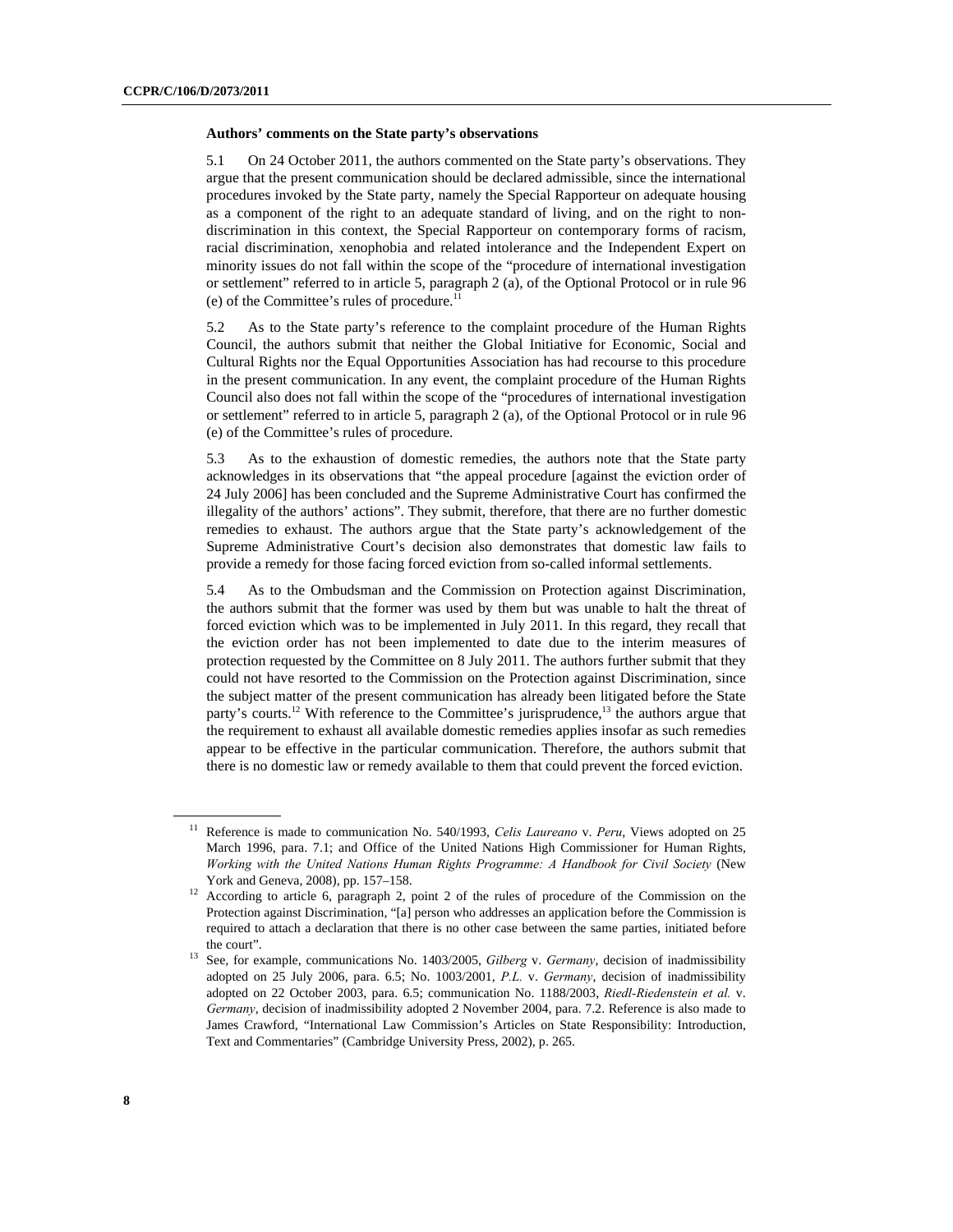**Authors' comments on the State party's observations**

5.1 On 24 October 2011, the authors commented on the State party's observations. They argue that the present communication should be declared admissible, since the international procedures invoked by the State party, namely the Special Rapporteur on adequate housing as a component of the right to an adequate standard of living, and on the right to non-discrimination in this context, the Special Rapporteur on contemporary forms of racism, racial discrimination, xenophobia and related intolerance and the Independent Expert on minority issues do not fall within the scope of the "procedure of international investigation or settlement" referred to in article 5, paragraph 2 (a), of the Optional Protocol or in rule 96 (e) of the Committee's rules of procedure.[11]

5.2 As to the State party's reference to the complaint procedure of the Human Rights Council, the authors submit that neither the Global Initiative for Economic, Social and Cultural Rights nor the Equal Opportunities Association has had recourse to this procedure in the present communication. In any event, the complaint procedure of the Human Rights Council also does not fall within the scope of the "procedures of international investigation or settlement" referred to in article 5, paragraph 2 (a), of the Optional Protocol or in rule 96 (e) of the Committee's rules of procedure.

5.3 As to the exhaustion of domestic remedies, the authors note that the State party acknowledges in its observations that "the appeal procedure [against the eviction order of 24 July 2006] has been concluded and the Supreme Administrative Court has confirmed the illegality of the authors' actions". They submit, therefore, that there are no further domestic remedies to exhaust. The authors argue that the State party's acknowledgement of the Supreme Administrative Court's decision also demonstrates that domestic law fails to provide a remedy for those facing forced eviction from so-called informal settlements.

5.4 As to the Ombudsman and the Commission on Protection against Discrimination, the authors submit that the former was used by them but was unable to halt the threat of forced eviction which was to be implemented in July 2011. In this regard, they recall that the eviction order has not been implemented to date due to the interim measures of protection requested by the Committee on 8 July 2011. The authors further submit that they could not have resorted to the Commission on the Protection against Discrimination, since the subject matter of the present communication has already been litigated before the State party's courts.[12] With reference to the Committee's jurisprudence,[13] the authors argue that the requirement to exhaust all available domestic remedies applies insofar as such remedies appear to be effective in the particular communication. Therefore, the authors submit that there is no domestic law or remedy available to them that could prevent the forced eviction.

---

[11] Reference is made to communication No. 540/1993, *Celis Laureano* v. *Peru*, Views adopted on 25 March 1996, para. 7.1; and Office of the United Nations High Commissioner for Human Rights, *Working with the United Nations Human Rights Programme: A Handbook for Civil Society* (New York and Geneva, 2008), pp. 157–158.

[12] According to article 6, paragraph 2, point 2 of the rules of procedure of the Commission on the Protection against Discrimination, "[a] person who addresses an application before the Commission is required to attach a declaration that there is no other case between the same parties, initiated before the court".

[13] See, for example, communications No. 1403/2005, *Gilberg* v. *Germany*, decision of inadmissibility adopted on 25 July 2006, para. 6.5; No. 1003/2001, *P.L.* v. *Germany*, decision of inadmissibility adopted on 22 October 2003, para. 6.5; communication No. 1188/2003, *Riedl-Riedenstein et al.* v. *Germany*, decision of inadmissibility adopted 2 November 2004, para. 7.2. Reference is also made to James Crawford, "International Law Commission's Articles on State Responsibility: Introduction, Text and Commentaries" (Cambridge University Press, 2002), p. 265.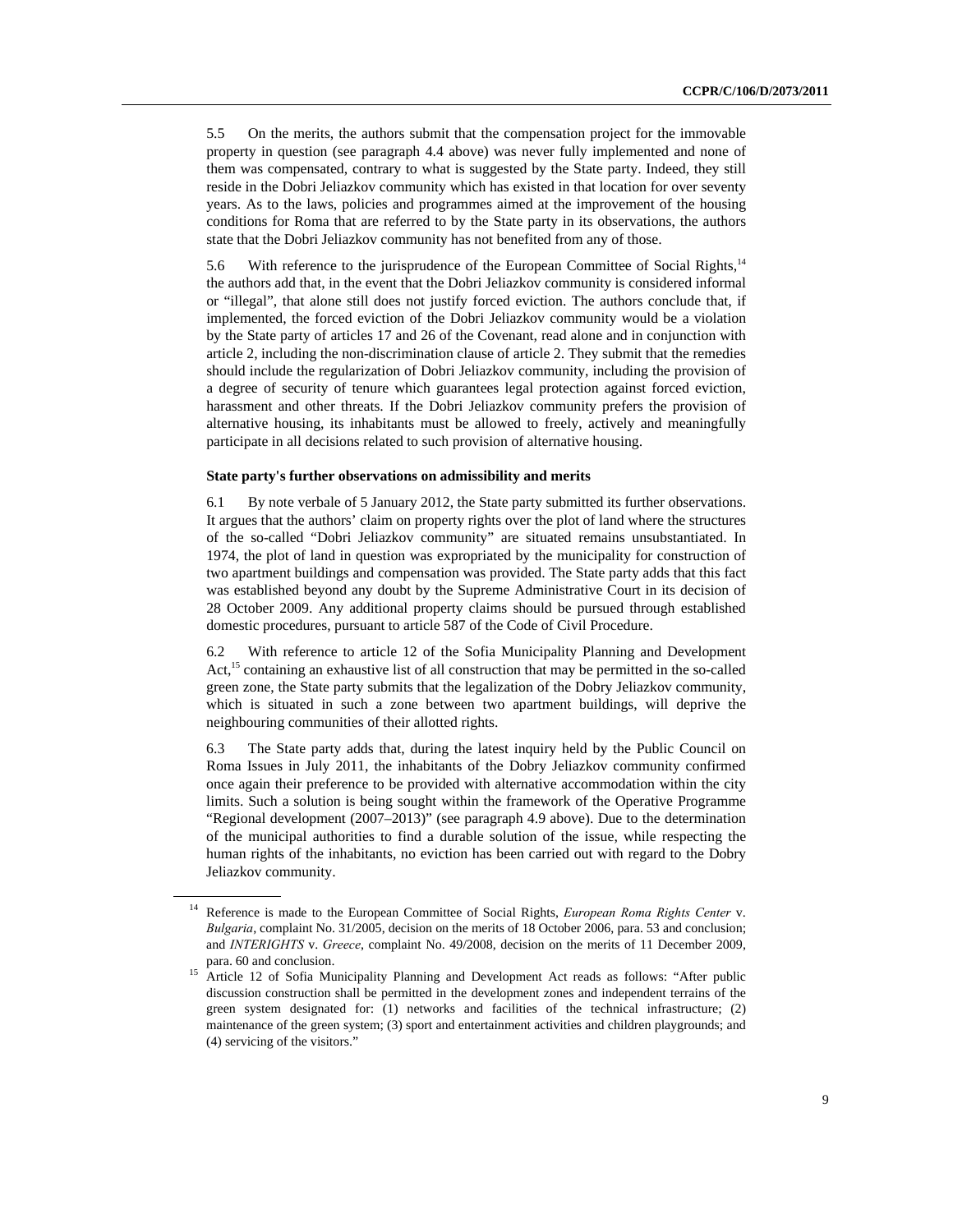5.5 On the merits, the authors submit that the compensation project for the immovable property in question (see paragraph 4.4 above) was never fully implemented and none of them was compensated, contrary to what is suggested by the State party. Indeed, they still reside in the Dobri Jeliazkov community which has existed in that location for over seventy years. As to the laws, policies and programmes aimed at the improvement of the housing conditions for Roma that are referred to by the State party in its observations, the authors state that the Dobri Jeliazkov community has not benefited from any of those.

5.6 With reference to the jurisprudence of the European Committee of Social Rights,[14] the authors add that, in the event that the Dobri Jeliazkov community is considered informal or "illegal", that alone still does not justify forced eviction. The authors conclude that, if implemented, the forced eviction of the Dobri Jeliazkov community would be a violation by the State party of articles 17 and 26 of the Covenant, read alone and in conjunction with article 2, including the non-discrimination clause of article 2. They submit that the remedies should include the regularization of Dobri Jeliazkov community, including the provision of a degree of security of tenure which guarantees legal protection against forced eviction, harassment and other threats. If the Dobri Jeliazkov community prefers the provision of alternative housing, its inhabitants must be allowed to freely, actively and meaningfully participate in all decisions related to such provision of alternative housing.

**State party's further observations on admissibility and merits**

6.1 By note verbale of 5 January 2012, the State party submitted its further observations. It argues that the authors' claim on property rights over the plot of land where the structures of the so-called "Dobri Jeliazkov community" are situated remains unsubstantiated. In 1974, the plot of land in question was expropriated by the municipality for construction of two apartment buildings and compensation was provided. The State party adds that this fact was established beyond any doubt by the Supreme Administrative Court in its decision of 28 October 2009. Any additional property claims should be pursued through established domestic procedures, pursuant to article 587 of the Code of Civil Procedure.

6.2 With reference to article 12 of the Sofia Municipality Planning and Development Act,[15] containing an exhaustive list of all construction that may be permitted in the so-called green zone, the State party submits that the legalization of the Dobry Jeliazkov community, which is situated in such a zone between two apartment buildings, will deprive the neighbouring communities of their allotted rights.

6.3 The State party adds that, during the latest inquiry held by the Public Council on Roma Issues in July 2011, the inhabitants of the Dobry Jeliazkov community confirmed once again their preference to be provided with alternative accommodation within the city limits. Such a solution is being sought within the framework of the Operative Programme "Regional development (2007–2013)" (see paragraph 4.9 above). Due to the determination of the municipal authorities to find a durable solution of the issue, while respecting the human rights of the inhabitants, no eviction has been carried out with regard to the Dobry Jeliazkov community.

---

[14] Reference is made to the European Committee of Social Rights, *European Roma Rights Center* v. *Bulgaria*, complaint No. 31/2005, decision on the merits of 18 October 2006, para. 53 and conclusion; and *INTERIGHTS* v. *Greece*, complaint No. 49/2008, decision on the merits of 11 December 2009, para. 60 and conclusion.

[15] Article 12 of Sofia Municipality Planning and Development Act reads as follows: "After public discussion construction shall be permitted in the development zones and independent terrains of the green system designated for: (1) networks and facilities of the technical infrastructure; (2) maintenance of the green system; (3) sport and entertainment activities and children playgrounds; and (4) servicing of the visitors."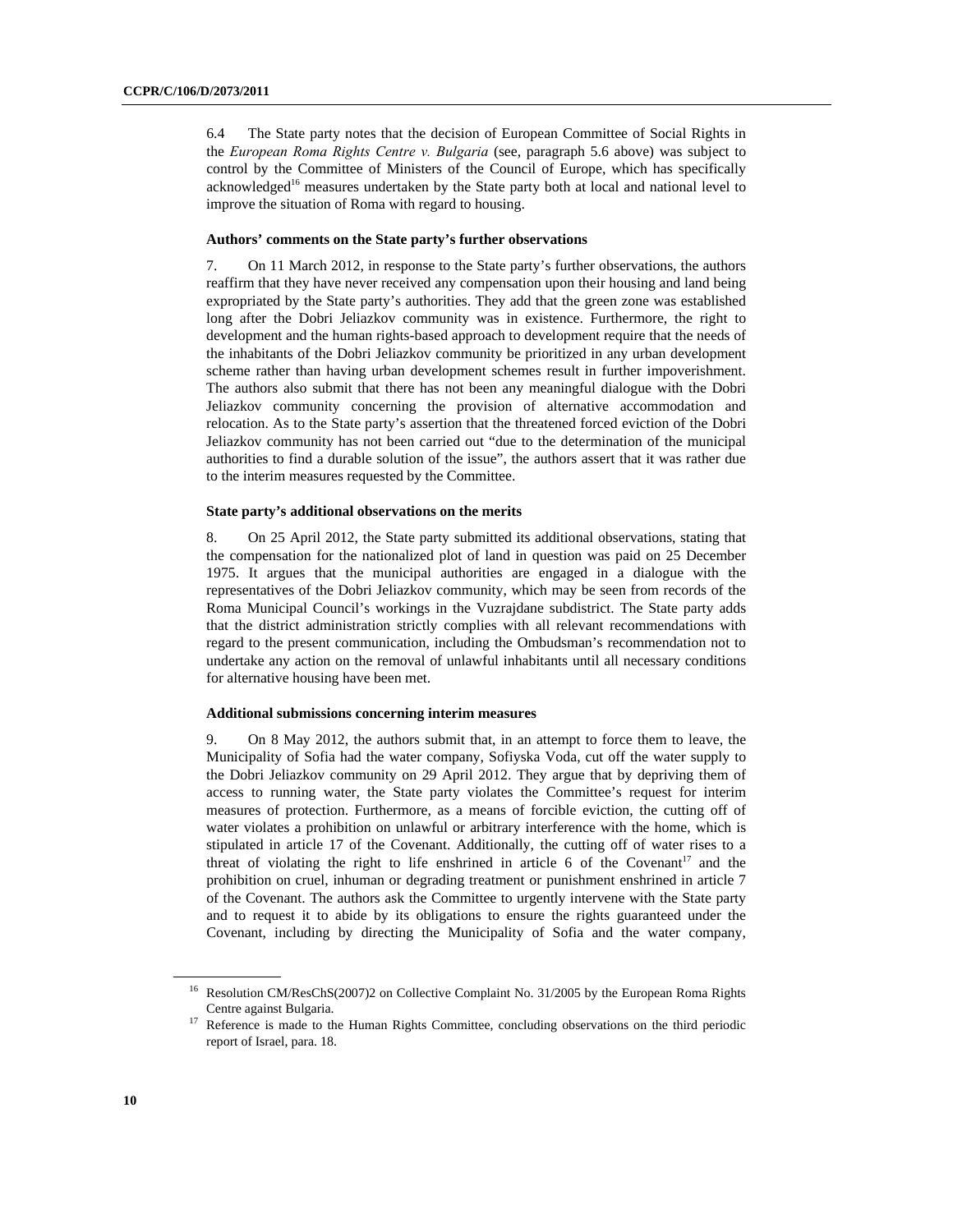6.4 The State party notes that the decision of European Committee of Social Rights in the *European Roma Rights Centre v. Bulgaria* (see, paragraph 5.6 above) was subject to control by the Committee of Ministers of the Council of Europe, which has specifically acknowledged[16] measures undertaken by the State party both at local and national level to improve the situation of Roma with regard to housing.

**Authors' comments on the State party's further observations**

7. On 11 March 2012, in response to the State party's further observations, the authors reaffirm that they have never received any compensation upon their housing and land being expropriated by the State party's authorities. They add that the green zone was established long after the Dobri Jeliazkov community was in existence. Furthermore, the right to development and the human rights-based approach to development require that the needs of the inhabitants of the Dobri Jeliazkov community be prioritized in any urban development scheme rather than having urban development schemes result in further impoverishment. The authors also submit that there has not been any meaningful dialogue with the Dobri Jeliazkov community concerning the provision of alternative accommodation and relocation. As to the State party's assertion that the threatened forced eviction of the Dobri Jeliazkov community has not been carried out "due to the determination of the municipal authorities to find a durable solution of the issue", the authors assert that it was rather due to the interim measures requested by the Committee.

**State party's additional observations on the merits**

8. On 25 April 2012, the State party submitted its additional observations, stating that the compensation for the nationalized plot of land in question was paid on 25 December 1975. It argues that the municipal authorities are engaged in a dialogue with the representatives of the Dobri Jeliazkov community, which may be seen from records of the Roma Municipal Council's workings in the Vuzrajdane subdistrict. The State party adds that the district administration strictly complies with all relevant recommendations with regard to the present communication, including the Ombudsman's recommendation not to undertake any action on the removal of unlawful inhabitants until all necessary conditions for alternative housing have been met.

**Additional submissions concerning interim measures**

9. On 8 May 2012, the authors submit that, in an attempt to force them to leave, the Municipality of Sofia had the water company, Sofiyska Voda, cut off the water supply to the Dobri Jeliazkov community on 29 April 2012. They argue that by depriving them of access to running water, the State party violates the Committee's request for interim measures of protection. Furthermore, as a means of forcible eviction, the cutting off of water violates a prohibition on unlawful or arbitrary interference with the home, which is stipulated in article 17 of the Covenant. Additionally, the cutting off of water rises to a threat of violating the right to life enshrined in article 6 of the Covenant[17] and the prohibition on cruel, inhuman or degrading treatment or punishment enshrined in article 7 of the Covenant. The authors ask the Committee to urgently intervene with the State party and to request it to abide by its obligations to ensure the rights guaranteed under the Covenant, including by directing the Municipality of Sofia and the water company,

---

[16] Resolution CM/ResChS(2007)2 on Collective Complaint No. 31/2005 by the European Roma Rights Centre against Bulgaria.

[17] Reference is made to the Human Rights Committee, concluding observations on the third periodic report of Israel, para. 18.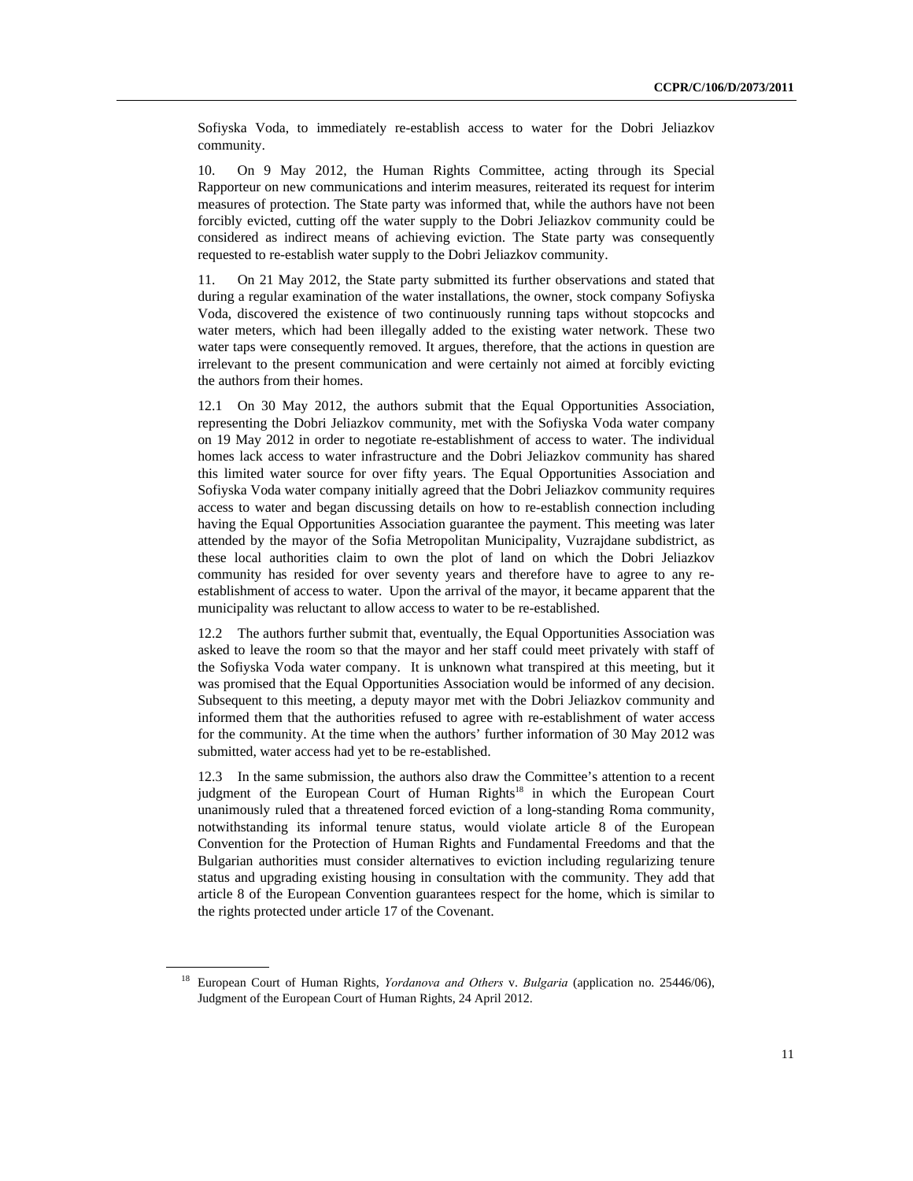Sofiyska Voda, to immediately re-establish access to water for the Dobri Jeliazkov community.

10. On 9 May 2012, the Human Rights Committee, acting through its Special Rapporteur on new communications and interim measures, reiterated its request for interim measures of protection. The State party was informed that, while the authors have not been forcibly evicted, cutting off the water supply to the Dobri Jeliazkov community could be considered as indirect means of achieving eviction. The State party was consequently requested to re-establish water supply to the Dobri Jeliazkov community.

11. On 21 May 2012, the State party submitted its further observations and stated that during a regular examination of the water installations, the owner, stock company Sofiyska Voda, discovered the existence of two continuously running taps without stopcocks and water meters, which had been illegally added to the existing water network. These two water taps were consequently removed. It argues, therefore, that the actions in question are irrelevant to the present communication and were certainly not aimed at forcibly evicting the authors from their homes.

12.1 On 30 May 2012, the authors submit that the Equal Opportunities Association, representing the Dobri Jeliazkov community, met with the Sofiyska Voda water company on 19 May 2012 in order to negotiate re-establishment of access to water. The individual homes lack access to water infrastructure and the Dobri Jeliazkov community has shared this limited water source for over fifty years. The Equal Opportunities Association and Sofiyska Voda water company initially agreed that the Dobri Jeliazkov community requires access to water and began discussing details on how to re-establish connection including having the Equal Opportunities Association guarantee the payment. This meeting was later attended by the mayor of the Sofia Metropolitan Municipality, Vuzrajdane subdistrict, as these local authorities claim to own the plot of land on which the Dobri Jeliazkov community has resided for over seventy years and therefore have to agree to any re-establishment of access to water. Upon the arrival of the mayor, it became apparent that the municipality was reluctant to allow access to water to be re-established.

12.2 The authors further submit that, eventually, the Equal Opportunities Association was asked to leave the room so that the mayor and her staff could meet privately with staff of the Sofiyska Voda water company. It is unknown what transpired at this meeting, but it was promised that the Equal Opportunities Association would be informed of any decision. Subsequent to this meeting, a deputy mayor met with the Dobri Jeliazkov community and informed them that the authorities refused to agree with re-establishment of water access for the community. At the time when the authors' further information of 30 May 2012 was submitted, water access had yet to be re-established.

12.3 In the same submission, the authors also draw the Committee's attention to a recent judgment of the European Court of Human Rights[18] in which the European Court unanimously ruled that a threatened forced eviction of a long-standing Roma community, notwithstanding its informal tenure status, would violate article 8 of the European Convention for the Protection of Human Rights and Fundamental Freedoms and that the Bulgarian authorities must consider alternatives to eviction including regularizing tenure status and upgrading existing housing in consultation with the community. They add that article 8 of the European Convention guarantees respect for the home, which is similar to the rights protected under article 17 of the Covenant.

---

[18] European Court of Human Rights, *Yordanova and Others* v. *Bulgaria* (application no. 25446/06), Judgment of the European Court of Human Rights, 24 April 2012.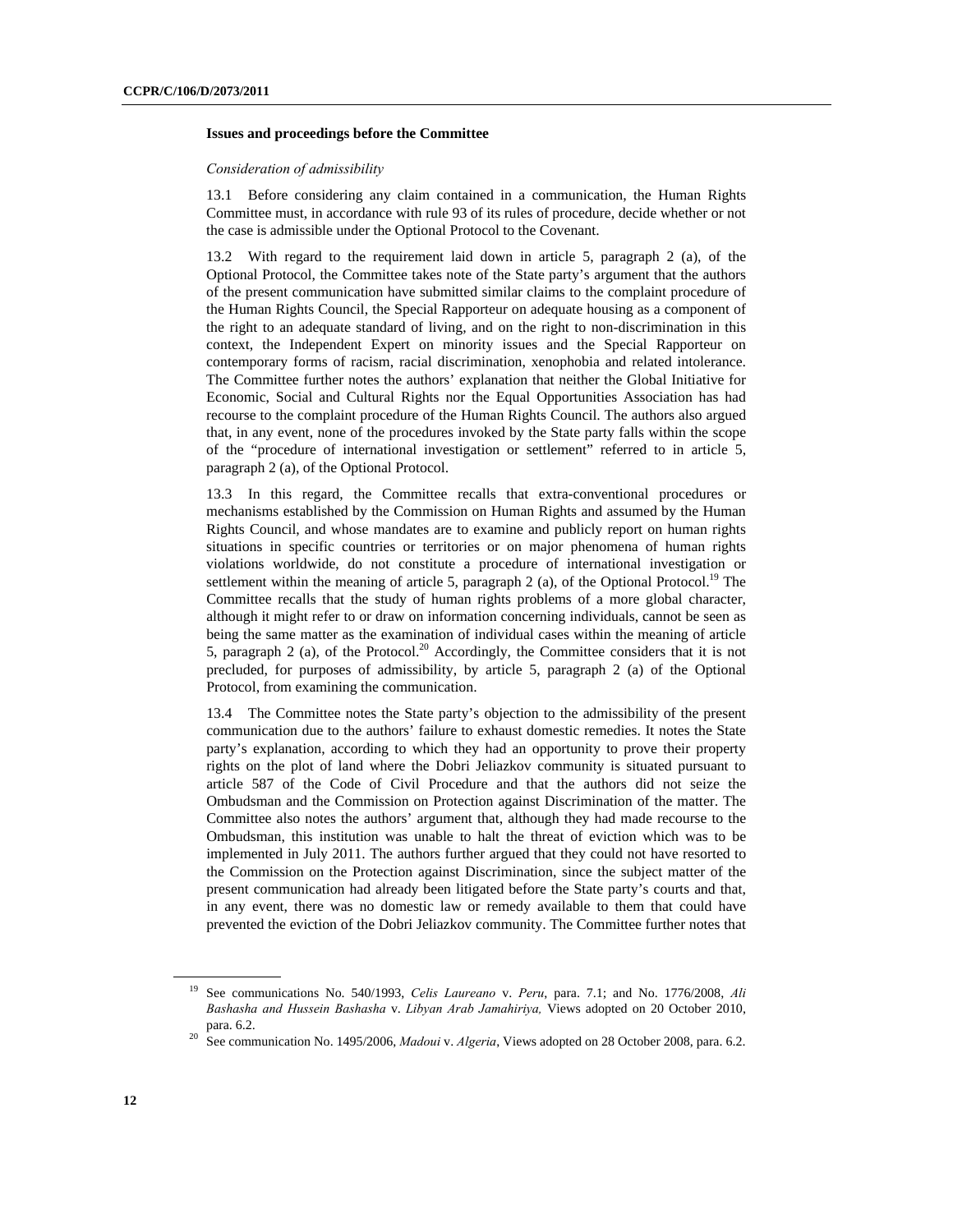### Issues and proceedings before the Committee

*Consideration of admissibility*

13.1 Before considering any claim contained in a communication, the Human Rights Committee must, in accordance with rule 93 of its rules of procedure, decide whether or not the case is admissible under the Optional Protocol to the Covenant.

13.2 With regard to the requirement laid down in article 5, paragraph 2 (a), of the Optional Protocol, the Committee takes note of the State party's argument that the authors of the present communication have submitted similar claims to the complaint procedure of the Human Rights Council, the Special Rapporteur on adequate housing as a component of the right to an adequate standard of living, and on the right to non-discrimination in this context, the Independent Expert on minority issues and the Special Rapporteur on contemporary forms of racism, racial discrimination, xenophobia and related intolerance. The Committee further notes the authors' explanation that neither the Global Initiative for Economic, Social and Cultural Rights nor the Equal Opportunities Association has had recourse to the complaint procedure of the Human Rights Council. The authors also argued that, in any event, none of the procedures invoked by the State party falls within the scope of the "procedure of international investigation or settlement" referred to in article 5, paragraph 2 (a), of the Optional Protocol.

13.3 In this regard, the Committee recalls that extra-conventional procedures or mechanisms established by the Commission on Human Rights and assumed by the Human Rights Council, and whose mandates are to examine and publicly report on human rights situations in specific countries or territories or on major phenomena of human rights violations worldwide, do not constitute a procedure of international investigation or settlement within the meaning of article 5, paragraph 2 (a), of the Optional Protocol.[19] The Committee recalls that the study of human rights problems of a more global character, although it might refer to or draw on information concerning individuals, cannot be seen as being the same matter as the examination of individual cases within the meaning of article 5, paragraph 2 (a), of the Protocol.[20] Accordingly, the Committee considers that it is not precluded, for purposes of admissibility, by article 5, paragraph 2 (a) of the Optional Protocol, from examining the communication.

13.4 The Committee notes the State party's objection to the admissibility of the present communication due to the authors' failure to exhaust domestic remedies. It notes the State party's explanation, according to which they had an opportunity to prove their property rights on the plot of land where the Dobri Jeliazkov community is situated pursuant to article 587 of the Code of Civil Procedure and that the authors did not seize the Ombudsman and the Commission on Protection against Discrimination of the matter. The Committee also notes the authors' argument that, although they had made recourse to the Ombudsman, this institution was unable to halt the threat of eviction which was to be implemented in July 2011. The authors further argued that they could not have resorted to the Commission on the Protection against Discrimination, since the subject matter of the present communication had already been litigated before the State party's courts and that, in any event, there was no domestic law or remedy available to them that could have prevented the eviction of the Dobri Jeliazkov community. The Committee further notes that

---

[19] See communications No. 540/1993, *Celis Laureano* v. *Peru*, para. 7.1; and No. 1776/2008, *Ali Bashasha and Hussein Bashasha* v. *Libyan Arab Jamahiriya,* Views adopted on 20 October 2010, para. 6.2.

[20] See communication No. 1495/2006, *Madoui* v. *Algeria*, Views adopted on 28 October 2008, para. 6.2.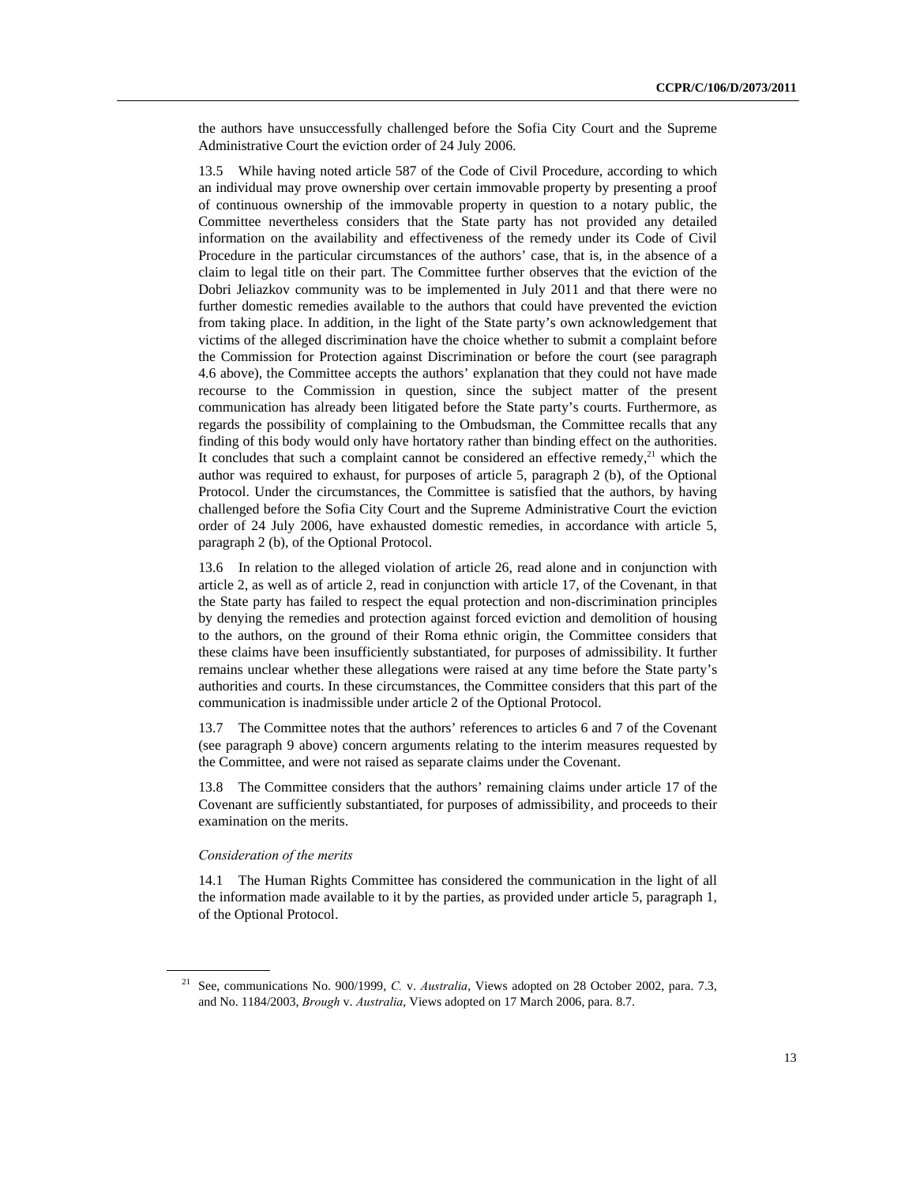the authors have unsuccessfully challenged before the Sofia City Court and the Supreme Administrative Court the eviction order of 24 July 2006.

13.5 While having noted article 587 of the Code of Civil Procedure, according to which an individual may prove ownership over certain immovable property by presenting a proof of continuous ownership of the immovable property in question to a notary public, the Committee nevertheless considers that the State party has not provided any detailed information on the availability and effectiveness of the remedy under its Code of Civil Procedure in the particular circumstances of the authors' case, that is, in the absence of a claim to legal title on their part. The Committee further observes that the eviction of the Dobri Jeliazkov community was to be implemented in July 2011 and that there were no further domestic remedies available to the authors that could have prevented the eviction from taking place. In addition, in the light of the State party's own acknowledgement that victims of the alleged discrimination have the choice whether to submit a complaint before the Commission for Protection against Discrimination or before the court (see paragraph 4.6 above), the Committee accepts the authors' explanation that they could not have made recourse to the Commission in question, since the subject matter of the present communication has already been litigated before the State party's courts. Furthermore, as regards the possibility of complaining to the Ombudsman, the Committee recalls that any finding of this body would only have hortatory rather than binding effect on the authorities. It concludes that such a complaint cannot be considered an effective remedy,[21] which the author was required to exhaust, for purposes of article 5, paragraph 2 (b), of the Optional Protocol. Under the circumstances, the Committee is satisfied that the authors, by having challenged before the Sofia City Court and the Supreme Administrative Court the eviction order of 24 July 2006, have exhausted domestic remedies, in accordance with article 5, paragraph 2 (b), of the Optional Protocol.

13.6 In relation to the alleged violation of article 26, read alone and in conjunction with article 2, as well as of article 2, read in conjunction with article 17, of the Covenant, in that the State party has failed to respect the equal protection and non-discrimination principles by denying the remedies and protection against forced eviction and demolition of housing to the authors, on the ground of their Roma ethnic origin, the Committee considers that these claims have been insufficiently substantiated, for purposes of admissibility. It further remains unclear whether these allegations were raised at any time before the State party's authorities and courts. In these circumstances, the Committee considers that this part of the communication is inadmissible under article 2 of the Optional Protocol.

13.7 The Committee notes that the authors' references to articles 6 and 7 of the Covenant (see paragraph 9 above) concern arguments relating to the interim measures requested by the Committee, and were not raised as separate claims under the Covenant.

13.8 The Committee considers that the authors' remaining claims under article 17 of the Covenant are sufficiently substantiated, for purposes of admissibility, and proceeds to their examination on the merits.

*Consideration of the merits*

14.1 The Human Rights Committee has considered the communication in the light of all the information made available to it by the parties, as provided under article 5, paragraph 1, of the Optional Protocol.

[21] See, communications No. 900/1999, *C.* v. *Australia*, Views adopted on 28 October 2002, para. 7.3, and No. 1184/2003, *Brough* v. *Australia*, Views adopted on 17 March 2006, para. 8.7.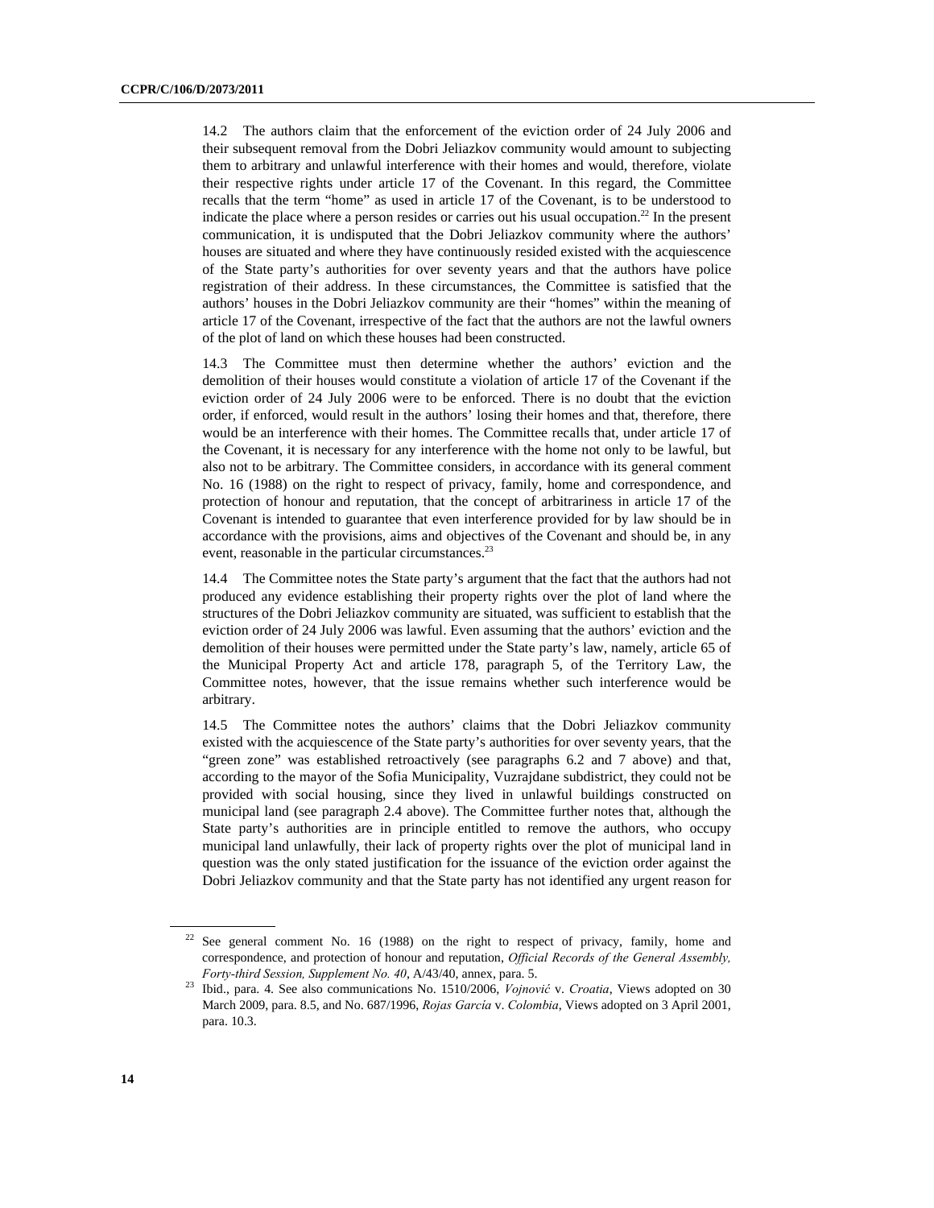14.2 The authors claim that the enforcement of the eviction order of 24 July 2006 and their subsequent removal from the Dobri Jeliazkov community would amount to subjecting them to arbitrary and unlawful interference with their homes and would, therefore, violate their respective rights under article 17 of the Covenant. In this regard, the Committee recalls that the term "home" as used in article 17 of the Covenant, is to be understood to indicate the place where a person resides or carries out his usual occupation.[22] In the present communication, it is undisputed that the Dobri Jeliazkov community where the authors' houses are situated and where they have continuously resided existed with the acquiescence of the State party's authorities for over seventy years and that the authors have police registration of their address. In these circumstances, the Committee is satisfied that the authors' houses in the Dobri Jeliazkov community are their "homes" within the meaning of article 17 of the Covenant, irrespective of the fact that the authors are not the lawful owners of the plot of land on which these houses had been constructed.

14.3 The Committee must then determine whether the authors' eviction and the demolition of their houses would constitute a violation of article 17 of the Covenant if the eviction order of 24 July 2006 were to be enforced. There is no doubt that the eviction order, if enforced, would result in the authors' losing their homes and that, therefore, there would be an interference with their homes. The Committee recalls that, under article 17 of the Covenant, it is necessary for any interference with the home not only to be lawful, but also not to be arbitrary. The Committee considers, in accordance with its general comment No. 16 (1988) on the right to respect of privacy, family, home and correspondence, and protection of honour and reputation, that the concept of arbitrariness in article 17 of the Covenant is intended to guarantee that even interference provided for by law should be in accordance with the provisions, aims and objectives of the Covenant and should be, in any event, reasonable in the particular circumstances.[23]

14.4 The Committee notes the State party's argument that the fact that the authors had not produced any evidence establishing their property rights over the plot of land where the structures of the Dobri Jeliazkov community are situated, was sufficient to establish that the eviction order of 24 July 2006 was lawful. Even assuming that the authors' eviction and the demolition of their houses were permitted under the State party's law, namely, article 65 of the Municipal Property Act and article 178, paragraph 5, of the Territory Law, the Committee notes, however, that the issue remains whether such interference would be arbitrary.

14.5 The Committee notes the authors' claims that the Dobri Jeliazkov community existed with the acquiescence of the State party's authorities for over seventy years, that the "green zone" was established retroactively (see paragraphs 6.2 and 7 above) and that, according to the mayor of the Sofia Municipality, Vuzrajdane subdistrict, they could not be provided with social housing, since they lived in unlawful buildings constructed on municipal land (see paragraph 2.4 above). The Committee further notes that, although the State party's authorities are in principle entitled to remove the authors, who occupy municipal land unlawfully, their lack of property rights over the plot of municipal land in question was the only stated justification for the issuance of the eviction order against the Dobri Jeliazkov community and that the State party has not identified any urgent reason for

---

[22] See general comment No. 16 (1988) on the right to respect of privacy, family, home and correspondence, and protection of honour and reputation, *Official Records of the General Assembly, Forty-third Session, Supplement No. 40*, A/43/40, annex, para. 5.

[23] Ibid., para. 4. See also communications No. 1510/2006, *Vojnović* v. *Croatia*, Views adopted on 30 March 2009, para. 8.5, and No. 687/1996, *Rojas García* v. *Colombia*, Views adopted on 3 April 2001, para. 10.3.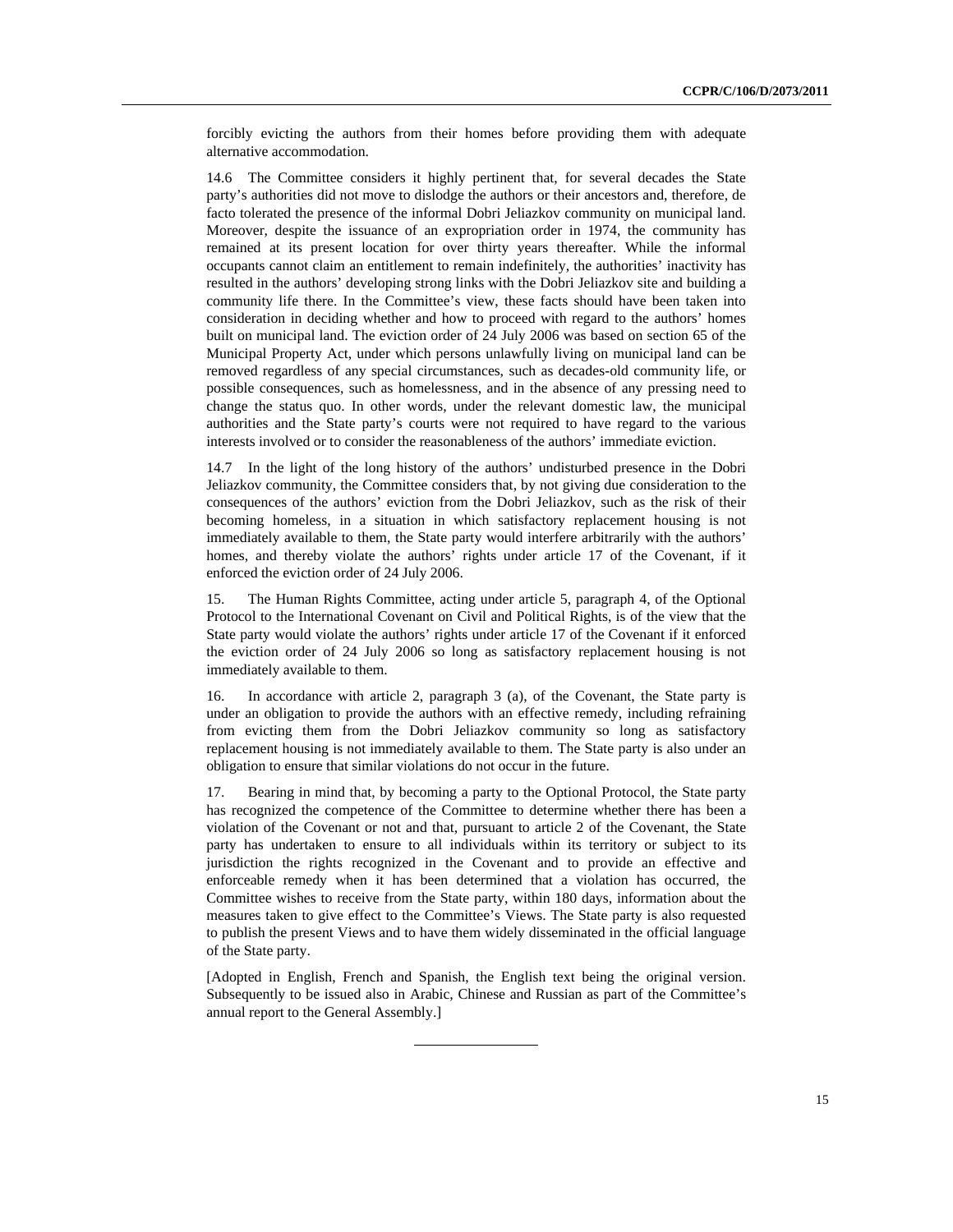forcibly evicting the authors from their homes before providing them with adequate alternative accommodation.

14.6 The Committee considers it highly pertinent that, for several decades the State party's authorities did not move to dislodge the authors or their ancestors and, therefore, de facto tolerated the presence of the informal Dobri Jeliazkov community on municipal land. Moreover, despite the issuance of an expropriation order in 1974, the community has remained at its present location for over thirty years thereafter. While the informal occupants cannot claim an entitlement to remain indefinitely, the authorities' inactivity has resulted in the authors' developing strong links with the Dobri Jeliazkov site and building a community life there. In the Committee's view, these facts should have been taken into consideration in deciding whether and how to proceed with regard to the authors' homes built on municipal land. The eviction order of 24 July 2006 was based on section 65 of the Municipal Property Act, under which persons unlawfully living on municipal land can be removed regardless of any special circumstances, such as decades-old community life, or possible consequences, such as homelessness, and in the absence of any pressing need to change the status quo. In other words, under the relevant domestic law, the municipal authorities and the State party's courts were not required to have regard to the various interests involved or to consider the reasonableness of the authors' immediate eviction.

14.7 In the light of the long history of the authors' undisturbed presence in the Dobri Jeliazkov community, the Committee considers that, by not giving due consideration to the consequences of the authors' eviction from the Dobri Jeliazkov, such as the risk of their becoming homeless, in a situation in which satisfactory replacement housing is not immediately available to them, the State party would interfere arbitrarily with the authors' homes, and thereby violate the authors' rights under article 17 of the Covenant, if it enforced the eviction order of 24 July 2006.

15. The Human Rights Committee, acting under article 5, paragraph 4, of the Optional Protocol to the International Covenant on Civil and Political Rights, is of the view that the State party would violate the authors' rights under article 17 of the Covenant if it enforced the eviction order of 24 July 2006 so long as satisfactory replacement housing is not immediately available to them.

16. In accordance with article 2, paragraph 3 (a), of the Covenant, the State party is under an obligation to provide the authors with an effective remedy, including refraining from evicting them from the Dobri Jeliazkov community so long as satisfactory replacement housing is not immediately available to them. The State party is also under an obligation to ensure that similar violations do not occur in the future.

17. Bearing in mind that, by becoming a party to the Optional Protocol, the State party has recognized the competence of the Committee to determine whether there has been a violation of the Covenant or not and that, pursuant to article 2 of the Covenant, the State party has undertaken to ensure to all individuals within its territory or subject to its jurisdiction the rights recognized in the Covenant and to provide an effective and enforceable remedy when it has been determined that a violation has occurred, the Committee wishes to receive from the State party, within 180 days, information about the measures taken to give effect to the Committee's Views. The State party is also requested to publish the present Views and to have them widely disseminated in the official language of the State party.

[Adopted in English, French and Spanish, the English text being the original version. Subsequently to be issued also in Arabic, Chinese and Russian as part of the Committee's annual report to the General Assembly.]